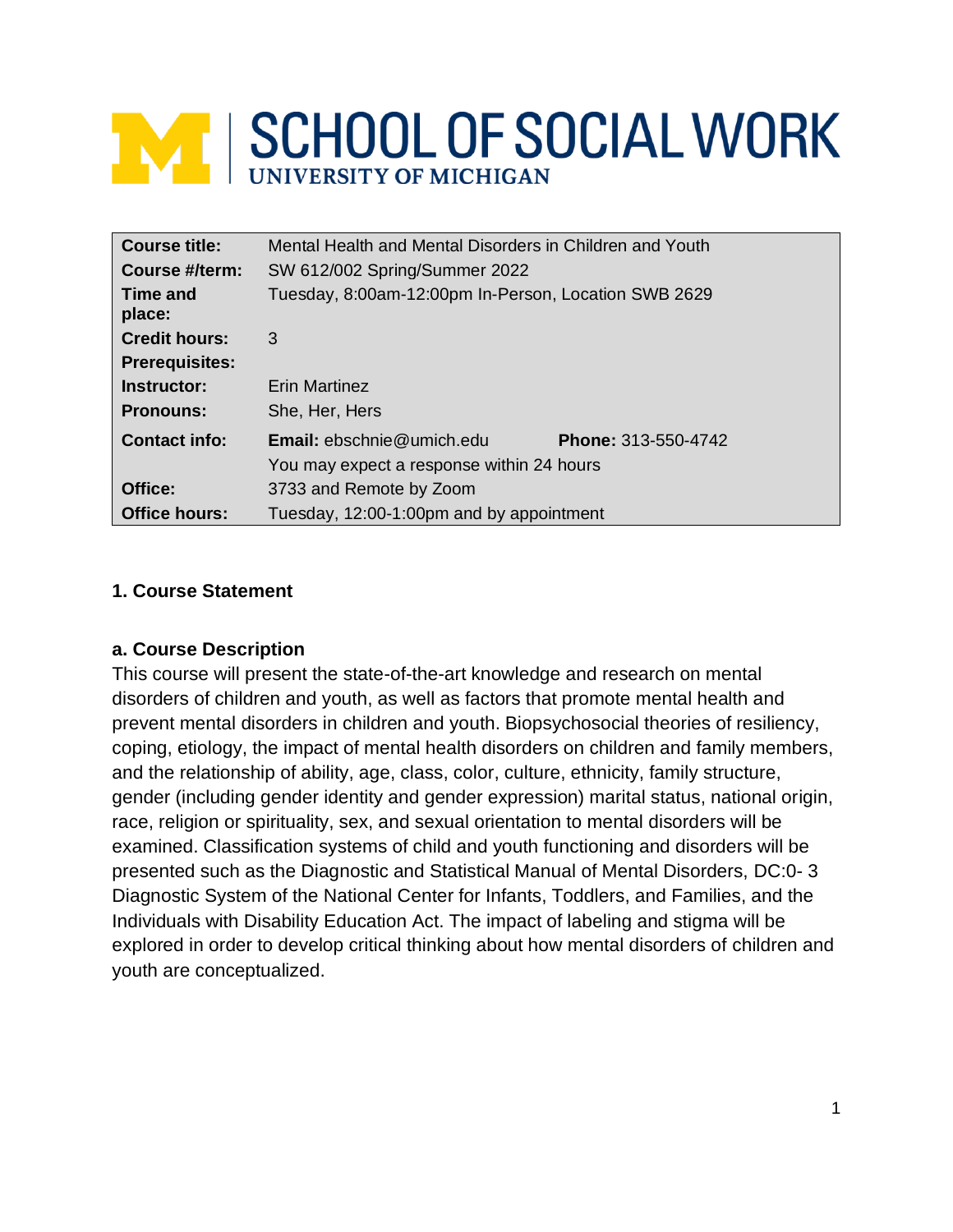# SCHOOL OF SOCIAL WORK
UNIVERSITY OF MICHIGAN

| | |
|---|---|
| **Course title:** | Mental Health and Mental Disorders in Children and Youth |
| **Course #/term:** | SW 612/002 Spring/Summer 2022 |
| **Time and place:** | Tuesday, 8:00am-12:00pm In-Person, Location SWB 2629 |
| **Credit hours:** | 3 |
| **Prerequisites:** | |
| **Instructor:** | Erin Martinez |
| **Pronouns:** | She, Her, Hers |
| **Contact info:** | **Email:** ebschnie@umich.edu **Phone:** 313-550-4742<br>You may expect a response within 24 hours |
| **Office:** | 3733 and Remote by Zoom |
| **Office hours:** | Tuesday, 12:00-1:00pm and by appointment |

## 1. Course Statement

### a. Course Description

This course will present the state-of-the-art knowledge and research on mental disorders of children and youth, as well as factors that promote mental health and prevent mental disorders in children and youth. Biopsychosocial theories of resiliency, coping, etiology, the impact of mental health disorders on children and family members, and the relationship of ability, age, class, color, culture, ethnicity, family structure, gender (including gender identity and gender expression) marital status, national origin, race, religion or spirituality, sex, and sexual orientation to mental disorders will be examined. Classification systems of child and youth functioning and disorders will be presented such as the Diagnostic and Statistical Manual of Mental Disorders, DC:0- 3 Diagnostic System of the National Center for Infants, Toddlers, and Families, and the Individuals with Disability Education Act. The impact of labeling and stigma will be explored in order to develop critical thinking about how mental disorders of children and youth are conceptualized.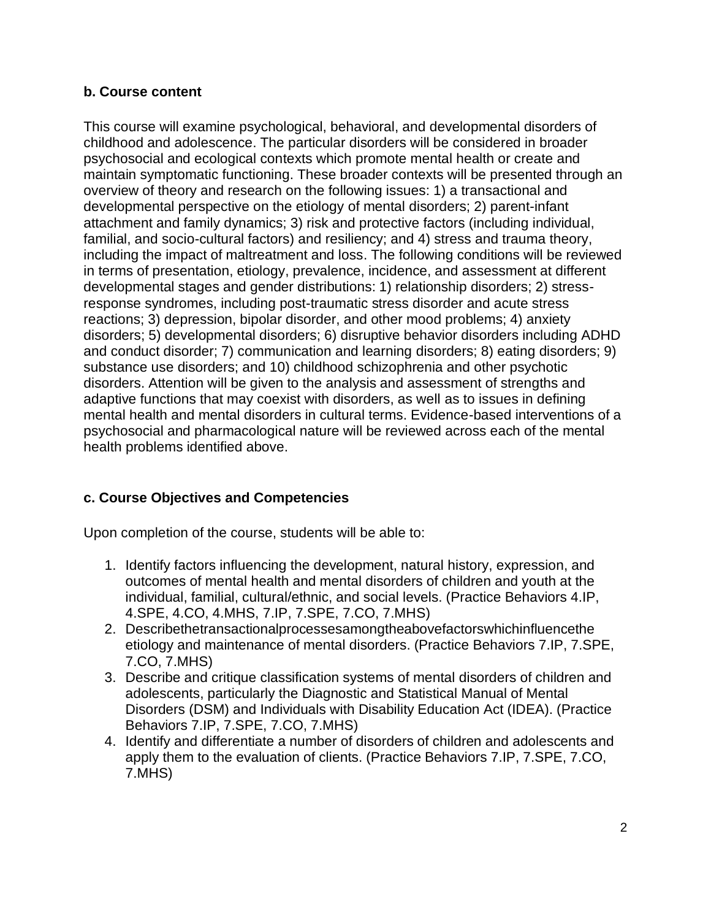### b. Course content

This course will examine psychological, behavioral, and developmental disorders of childhood and adolescence. The particular disorders will be considered in broader psychosocial and ecological contexts which promote mental health or create and maintain symptomatic functioning. These broader contexts will be presented through an overview of theory and research on the following issues: 1) a transactional and developmental perspective on the etiology of mental disorders; 2) parent-infant attachment and family dynamics; 3) risk and protective factors (including individual, familial, and socio-cultural factors) and resiliency; and 4) stress and trauma theory, including the impact of maltreatment and loss. The following conditions will be reviewed in terms of presentation, etiology, prevalence, incidence, and assessment at different developmental stages and gender distributions: 1) relationship disorders; 2) stress-response syndromes, including post-traumatic stress disorder and acute stress reactions; 3) depression, bipolar disorder, and other mood problems; 4) anxiety disorders; 5) developmental disorders; 6) disruptive behavior disorders including ADHD and conduct disorder; 7) communication and learning disorders; 8) eating disorders; 9) substance use disorders; and 10) childhood schizophrenia and other psychotic disorders. Attention will be given to the analysis and assessment of strengths and adaptive functions that may coexist with disorders, as well as to issues in defining mental health and mental disorders in cultural terms. Evidence-based interventions of a psychosocial and pharmacological nature will be reviewed across each of the mental health problems identified above.

### c. Course Objectives and Competencies

Upon completion of the course, students will be able to:

1. Identify factors influencing the development, natural history, expression, and outcomes of mental health and mental disorders of children and youth at the individual, familial, cultural/ethnic, and social levels. (Practice Behaviors 4.IP, 4.SPE, 4.CO, 4.MHS, 7.IP, 7.SPE, 7.CO, 7.MHS)
2. Describethetransactionalprocessesamongtheabovefactorswhichinfluencethe etiology and maintenance of mental disorders. (Practice Behaviors 7.IP, 7.SPE, 7.CO, 7.MHS)
3. Describe and critique classification systems of mental disorders of children and adolescents, particularly the Diagnostic and Statistical Manual of Mental Disorders (DSM) and Individuals with Disability Education Act (IDEA). (Practice Behaviors 7.IP, 7.SPE, 7.CO, 7.MHS)
4. Identify and differentiate a number of disorders of children and adolescents and apply them to the evaluation of clients. (Practice Behaviors 7.IP, 7.SPE, 7.CO, 7.MHS)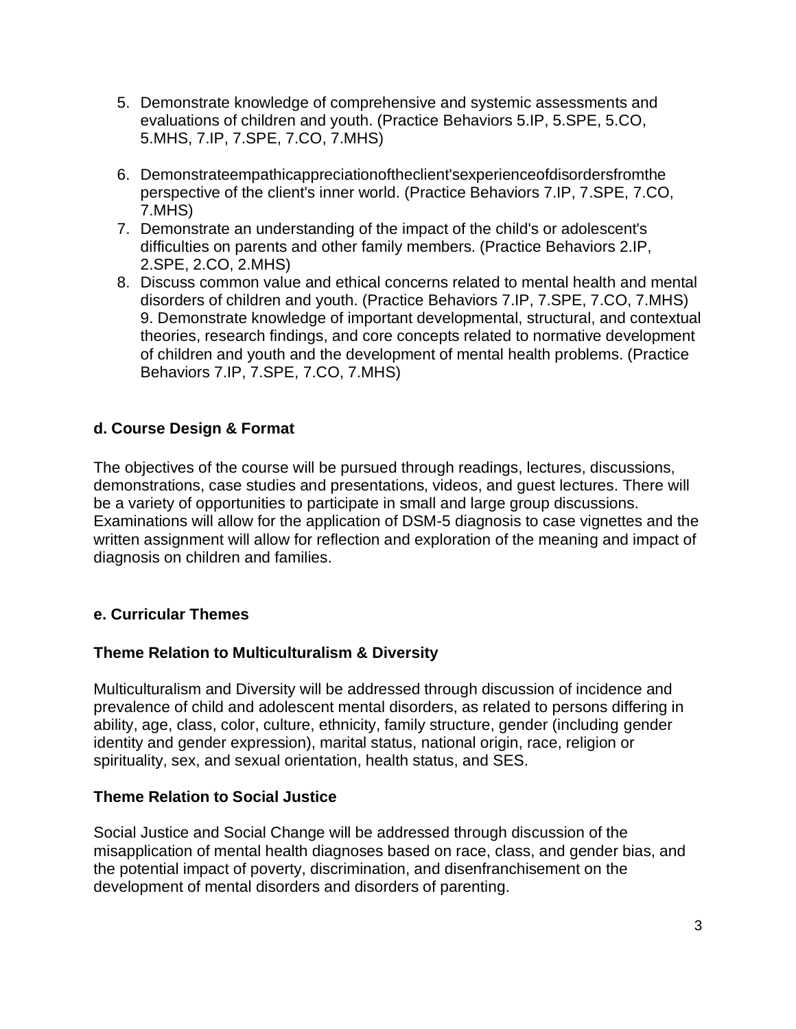5. Demonstrate knowledge of comprehensive and systemic assessments and evaluations of children and youth. (Practice Behaviors 5.IP, 5.SPE, 5.CO, 5.MHS, 7.IP, 7.SPE, 7.CO, 7.MHS)

6. Demonstrateempathicappreciationoftheclient'sexperienceofdisordersfromthe perspective of the client's inner world. (Practice Behaviors 7.IP, 7.SPE, 7.CO, 7.MHS)
7. Demonstrate an understanding of the impact of the child's or adolescent's difficulties on parents and other family members. (Practice Behaviors 2.IP, 2.SPE, 2.CO, 2.MHS)
8. Discuss common value and ethical concerns related to mental health and mental disorders of children and youth. (Practice Behaviors 7.IP, 7.SPE, 7.CO, 7.MHS) 9. Demonstrate knowledge of important developmental, structural, and contextual theories, research findings, and core concepts related to normative development of children and youth and the development of mental health problems. (Practice Behaviors 7.IP, 7.SPE, 7.CO, 7.MHS)

### d. Course Design & Format

The objectives of the course will be pursued through readings, lectures, discussions, demonstrations, case studies and presentations, videos, and guest lectures. There will be a variety of opportunities to participate in small and large group discussions. Examinations will allow for the application of DSM-5 diagnosis to case vignettes and the written assignment will allow for reflection and exploration of the meaning and impact of diagnosis on children and families.

### e. Curricular Themes

#### Theme Relation to Multiculturalism & Diversity

Multiculturalism and Diversity will be addressed through discussion of incidence and prevalence of child and adolescent mental disorders, as related to persons differing in ability, age, class, color, culture, ethnicity, family structure, gender (including gender identity and gender expression), marital status, national origin, race, religion or spirituality, sex, and sexual orientation, health status, and SES.

#### Theme Relation to Social Justice

Social Justice and Social Change will be addressed through discussion of the misapplication of mental health diagnoses based on race, class, and gender bias, and the potential impact of poverty, discrimination, and disenfranchisement on the development of mental disorders and disorders of parenting.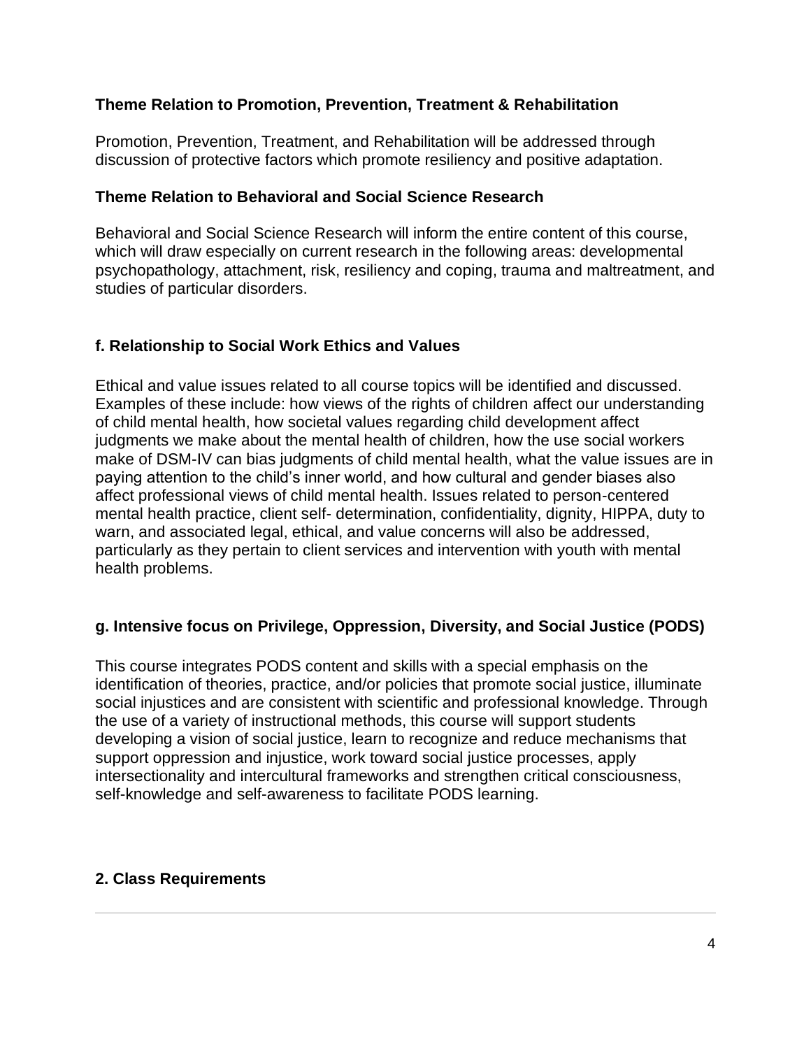### Theme Relation to Promotion, Prevention, Treatment & Rehabilitation

Promotion, Prevention, Treatment, and Rehabilitation will be addressed through discussion of protective factors which promote resiliency and positive adaptation.

### Theme Relation to Behavioral and Social Science Research

Behavioral and Social Science Research will inform the entire content of this course, which will draw especially on current research in the following areas: developmental psychopathology, attachment, risk, resiliency and coping, trauma and maltreatment, and studies of particular disorders.

### f. Relationship to Social Work Ethics and Values

Ethical and value issues related to all course topics will be identified and discussed. Examples of these include: how views of the rights of children affect our understanding of child mental health, how societal values regarding child development affect judgments we make about the mental health of children, how the use social workers make of DSM-IV can bias judgments of child mental health, what the value issues are in paying attention to the child's inner world, and how cultural and gender biases also affect professional views of child mental health. Issues related to person-centered mental health practice, client self- determination, confidentiality, dignity, HIPPA, duty to warn, and associated legal, ethical, and value concerns will also be addressed, particularly as they pertain to client services and intervention with youth with mental health problems.

### g. Intensive focus on Privilege, Oppression, Diversity, and Social Justice (PODS)

This course integrates PODS content and skills with a special emphasis on the identification of theories, practice, and/or policies that promote social justice, illuminate social injustices and are consistent with scientific and professional knowledge. Through the use of a variety of instructional methods, this course will support students developing a vision of social justice, learn to recognize and reduce mechanisms that support oppression and injustice, work toward social justice processes, apply intersectionality and intercultural frameworks and strengthen critical consciousness, self-knowledge and self-awareness to facilitate PODS learning.

## 2. Class Requirements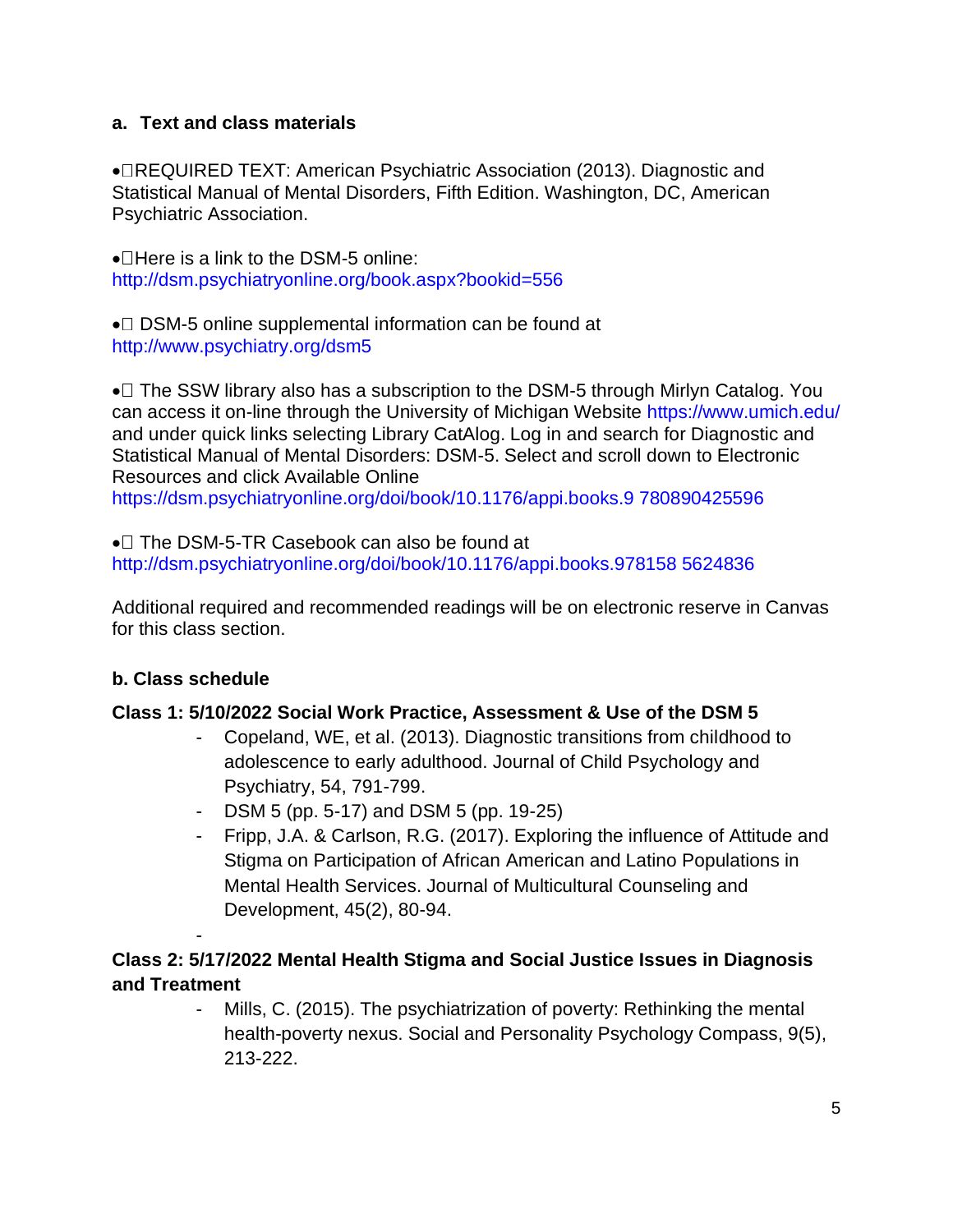## a. Text and class materials

- REQUIRED TEXT: American Psychiatric Association (2013). Diagnostic and Statistical Manual of Mental Disorders, Fifth Edition. Washington, DC, American Psychiatric Association.

- Here is a link to the DSM-5 online: http://dsm.psychiatryonline.org/book.aspx?bookid=556

- DSM-5 online supplemental information can be found at http://www.psychiatry.org/dsm5

- The SSW library also has a subscription to the DSM-5 through Mirlyn Catalog. You can access it on-line through the University of Michigan Website https://www.umich.edu/ and under quick links selecting Library CatAlog. Log in and search for Diagnostic and Statistical Manual of Mental Disorders: DSM-5. Select and scroll down to Electronic Resources and click Available Online https://dsm.psychiatryonline.org/doi/book/10.1176/appi.books.9 780890425596

- The DSM-5-TR Casebook can also be found at http://dsm.psychiatryonline.org/doi/book/10.1176/appi.books.978158 5624836

Additional required and recommended readings will be on electronic reserve in Canvas for this class section.

## b. Class schedule

**Class 1: 5/10/2022 Social Work Practice, Assessment & Use of the DSM 5**

- Copeland, WE, et al. (2013). Diagnostic transitions from childhood to adolescence to early adulthood. Journal of Child Psychology and Psychiatry, 54, 791-799.
- DSM 5 (pp. 5-17) and DSM 5 (pp. 19-25)
- Fripp, J.A. & Carlson, R.G. (2017). Exploring the influence of Attitude and Stigma on Participation of African American and Latino Populations in Mental Health Services. Journal of Multicultural Counseling and Development, 45(2), 80-94.
-

**Class 2: 5/17/2022 Mental Health Stigma and Social Justice Issues in Diagnosis and Treatment**

- Mills, C. (2015). The psychiatrization of poverty: Rethinking the mental health-poverty nexus. Social and Personality Psychology Compass, 9(5), 213-222.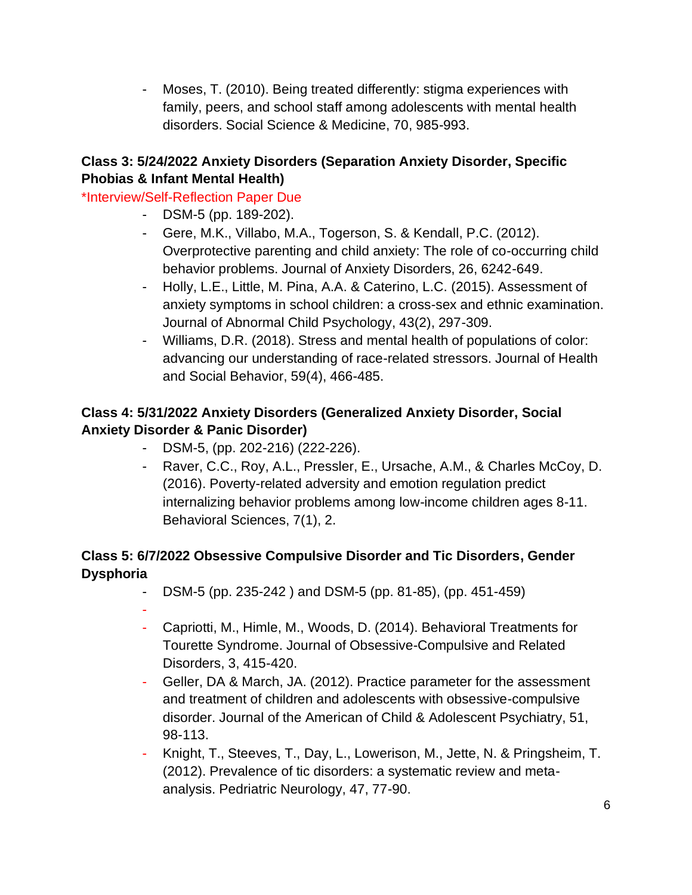- Moses, T. (2010). Being treated differently: stigma experiences with family, peers, and school staff among adolescents with mental health disorders. Social Science & Medicine, 70, 985-993.

**Class 3: 5/24/2022 Anxiety Disorders (Separation Anxiety Disorder, Specific Phobias & Infant Mental Health)**

*Interview/Self-Reflection Paper Due

- DSM-5 (pp. 189-202).
- Gere, M.K., Villabo, M.A., Togerson, S. & Kendall, P.C. (2012). Overprotective parenting and child anxiety: The role of co-occurring child behavior problems. Journal of Anxiety Disorders, 26, 6242-649.
- Holly, L.E., Little, M. Pina, A.A. & Caterino, L.C. (2015). Assessment of anxiety symptoms in school children: a cross-sex and ethnic examination. Journal of Abnormal Child Psychology, 43(2), 297-309.
- Williams, D.R. (2018). Stress and mental health of populations of color: advancing our understanding of race-related stressors. Journal of Health and Social Behavior, 59(4), 466-485.

**Class 4: 5/31/2022 Anxiety Disorders (Generalized Anxiety Disorder, Social Anxiety Disorder & Panic Disorder)**

- DSM-5, (pp. 202-216) (222-226).
- Raver, C.C., Roy, A.L., Pressler, E., Ursache, A.M., & Charles McCoy, D. (2016). Poverty-related adversity and emotion regulation predict internalizing behavior problems among low-income children ages 8-11. Behavioral Sciences, 7(1), 2.

**Class 5: 6/7/2022 Obsessive Compulsive Disorder and Tic Disorders, Gender Dysphoria**

- DSM-5 (pp. 235-242 ) and DSM-5 (pp. 81-85), (pp. 451-459)
- 
- Capriotti, M., Himle, M., Woods, D. (2014). Behavioral Treatments for Tourette Syndrome. Journal of Obsessive-Compulsive and Related Disorders, 3, 415-420.
- Geller, DA & March, JA. (2012). Practice parameter for the assessment and treatment of children and adolescents with obsessive-compulsive disorder. Journal of the American of Child & Adolescent Psychiatry, 51, 98-113.
- Knight, T., Steeves, T., Day, L., Lowerison, M., Jette, N. & Pringsheim, T. (2012). Prevalence of tic disorders: a systematic review and meta-analysis. Pedriatric Neurology, 47, 77-90.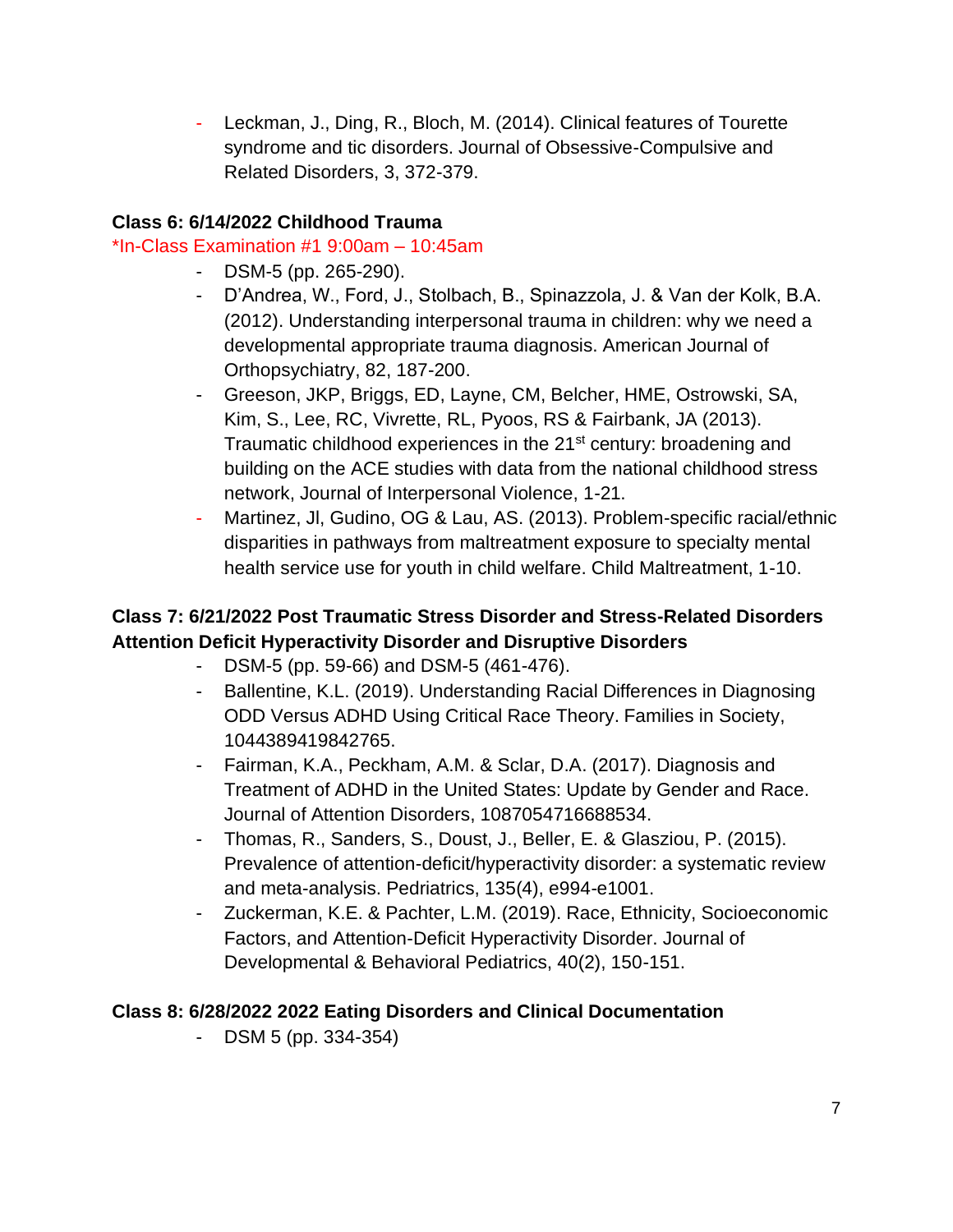- Leckman, J., Ding, R., Bloch, M. (2014). Clinical features of Tourette syndrome and tic disorders. Journal of Obsessive-Compulsive and Related Disorders, 3, 372-379.

**Class 6: 6/14/2022 Childhood Trauma**

*In-Class Examination #1 9:00am – 10:45am

- DSM-5 (pp. 265-290).
- D'Andrea, W., Ford, J., Stolbach, B., Spinazzola, J. & Van der Kolk, B.A. (2012). Understanding interpersonal trauma in children: why we need a developmental appropriate trauma diagnosis. American Journal of Orthopsychiatry, 82, 187-200.
- Greeson, JKP, Briggs, ED, Layne, CM, Belcher, HME, Ostrowski, SA, Kim, S., Lee, RC, Vivrette, RL, Pyoos, RS & Fairbank, JA (2013). Traumatic childhood experiences in the 21st century: broadening and building on the ACE studies with data from the national childhood stress network, Journal of Interpersonal Violence, 1-21.
- Martinez, Jl, Gudino, OG & Lau, AS. (2013). Problem-specific racial/ethnic disparities in pathways from maltreatment exposure to specialty mental health service use for youth in child welfare. Child Maltreatment, 1-10.

**Class 7: 6/21/2022 Post Traumatic Stress Disorder and Stress-Related Disorders Attention Deficit Hyperactivity Disorder and Disruptive Disorders**

- DSM-5 (pp. 59-66) and DSM-5 (461-476).
- Ballentine, K.L. (2019). Understanding Racial Differences in Diagnosing ODD Versus ADHD Using Critical Race Theory. Families in Society, 1044389419842765.
- Fairman, K.A., Peckham, A.M. & Sclar, D.A. (2017). Diagnosis and Treatment of ADHD in the United States: Update by Gender and Race. Journal of Attention Disorders, 1087054716688534.
- Thomas, R., Sanders, S., Doust, J., Beller, E. & Glasziou, P. (2015). Prevalence of attention-deficit/hyperactivity disorder: a systematic review and meta-analysis. Pedriatrics, 135(4), e994-e1001.
- Zuckerman, K.E. & Pachter, L.M. (2019). Race, Ethnicity, Socioeconomic Factors, and Attention-Deficit Hyperactivity Disorder. Journal of Developmental & Behavioral Pediatrics, 40(2), 150-151.

**Class 8: 6/28/2022 2022 Eating Disorders and Clinical Documentation**

- DSM 5 (pp. 334-354)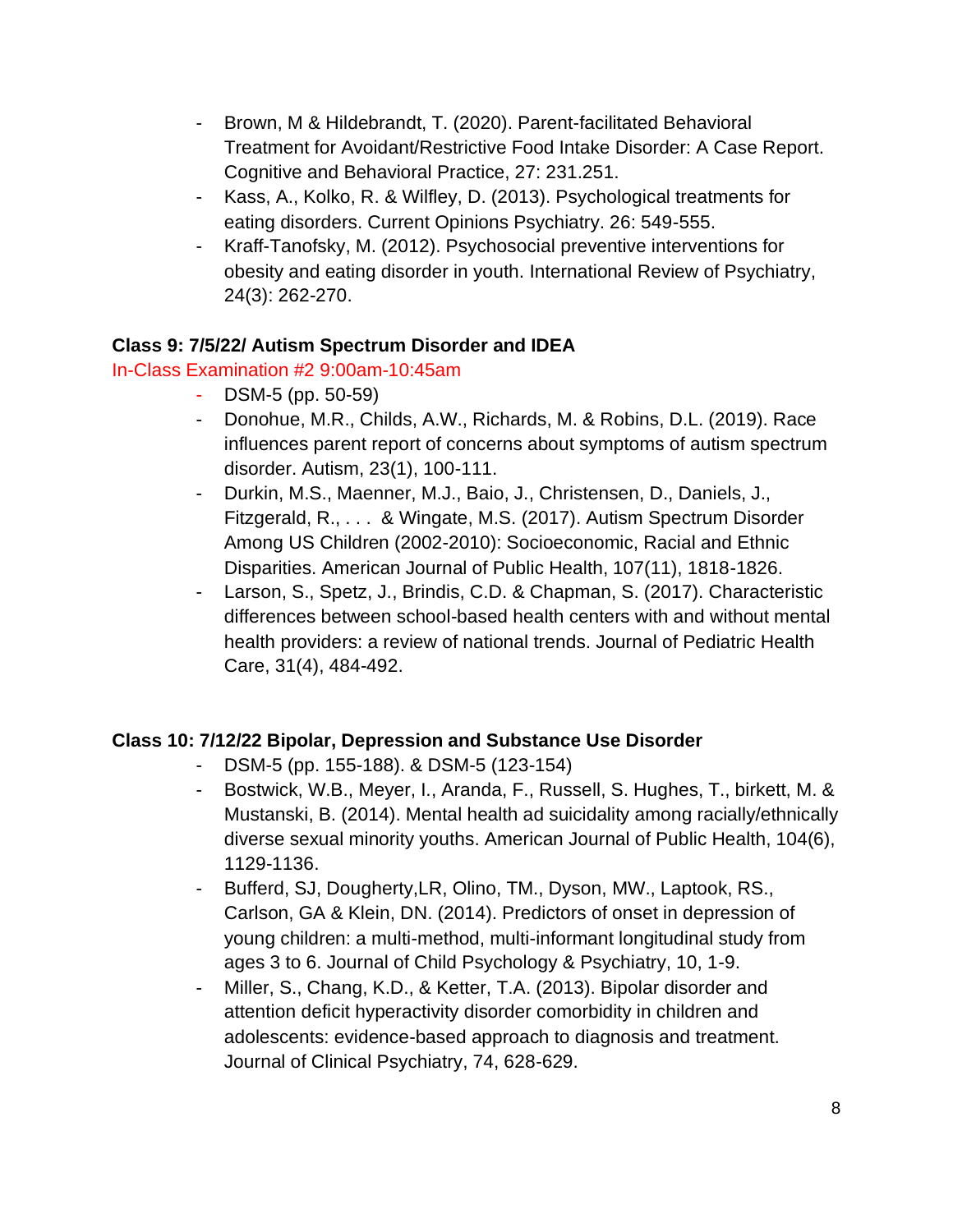- Brown, M & Hildebrandt, T. (2020). Parent-facilitated Behavioral Treatment for Avoidant/Restrictive Food Intake Disorder: A Case Report. Cognitive and Behavioral Practice, 27: 231.251.
- Kass, A., Kolko, R. & Wilfley, D. (2013). Psychological treatments for eating disorders. Current Opinions Psychiatry. 26: 549-555.
- Kraff-Tanofsky, M. (2012). Psychosocial preventive interventions for obesity and eating disorder in youth. International Review of Psychiatry, 24(3): 262-270.

**Class 9: 7/5/22/ Autism Spectrum Disorder and IDEA**

In-Class Examination #2 9:00am-10:45am

- DSM-5 (pp. 50-59)
- Donohue, M.R., Childs, A.W., Richards, M. & Robins, D.L. (2019). Race influences parent report of concerns about symptoms of autism spectrum disorder. Autism, 23(1), 100-111.
- Durkin, M.S., Maenner, M.J., Baio, J., Christensen, D., Daniels, J., Fitzgerald, R., . . . & Wingate, M.S. (2017). Autism Spectrum Disorder Among US Children (2002-2010): Socioeconomic, Racial and Ethnic Disparities. American Journal of Public Health, 107(11), 1818-1826.
- Larson, S., Spetz, J., Brindis, C.D. & Chapman, S. (2017). Characteristic differences between school-based health centers with and without mental health providers: a review of national trends. Journal of Pediatric Health Care, 31(4), 484-492.

**Class 10: 7/12/22 Bipolar, Depression and Substance Use Disorder**

- DSM-5 (pp. 155-188). & DSM-5 (123-154)
- Bostwick, W.B., Meyer, I., Aranda, F., Russell, S. Hughes, T., birkett, M. & Mustanski, B. (2014). Mental health ad suicidality among racially/ethnically diverse sexual minority youths. American Journal of Public Health, 104(6), 1129-1136.
- Bufferd, SJ, Dougherty,LR, Olino, TM., Dyson, MW., Laptook, RS., Carlson, GA & Klein, DN. (2014). Predictors of onset in depression of young children: a multi-method, multi-informant longitudinal study from ages 3 to 6. Journal of Child Psychology & Psychiatry, 10, 1-9.
- Miller, S., Chang, K.D., & Ketter, T.A. (2013). Bipolar disorder and attention deficit hyperactivity disorder comorbidity in children and adolescents: evidence-based approach to diagnosis and treatment. Journal of Clinical Psychiatry, 74, 628-629.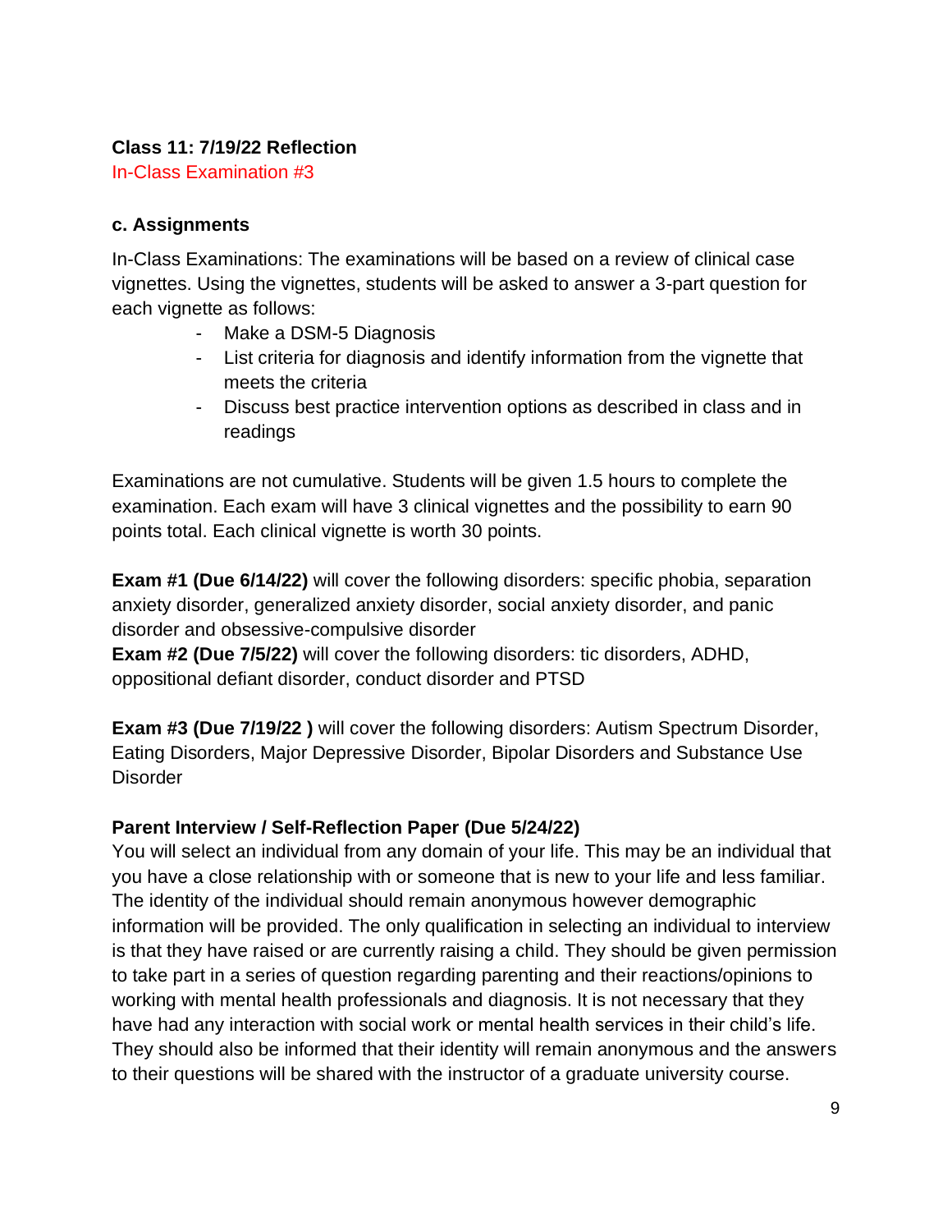**Class 11: 7/19/22 Reflection**

In-Class Examination #3

**c. Assignments**

In-Class Examinations: The examinations will be based on a review of clinical case vignettes. Using the vignettes, students will be asked to answer a 3-part question for each vignette as follows:

- Make a DSM-5 Diagnosis
- List criteria for diagnosis and identify information from the vignette that meets the criteria
- Discuss best practice intervention options as described in class and in readings

Examinations are not cumulative. Students will be given 1.5 hours to complete the examination. Each exam will have 3 clinical vignettes and the possibility to earn 90 points total. Each clinical vignette is worth 30 points.

**Exam #1 (Due 6/14/22)** will cover the following disorders: specific phobia, separation anxiety disorder, generalized anxiety disorder, social anxiety disorder, and panic disorder and obsessive-compulsive disorder

**Exam #2 (Due 7/5/22)** will cover the following disorders: tic disorders, ADHD, oppositional defiant disorder, conduct disorder and PTSD

**Exam #3 (Due 7/19/22 )** will cover the following disorders: Autism Spectrum Disorder, Eating Disorders, Major Depressive Disorder, Bipolar Disorders and Substance Use Disorder

**Parent Interview / Self-Reflection Paper (Due 5/24/22)**

You will select an individual from any domain of your life. This may be an individual that you have a close relationship with or someone that is new to your life and less familiar. The identity of the individual should remain anonymous however demographic information will be provided. The only qualification in selecting an individual to interview is that they have raised or are currently raising a child. They should be given permission to take part in a series of question regarding parenting and their reactions/opinions to working with mental health professionals and diagnosis. It is not necessary that they have had any interaction with social work or mental health services in their child's life. They should also be informed that their identity will remain anonymous and the answers to their questions will be shared with the instructor of a graduate university course.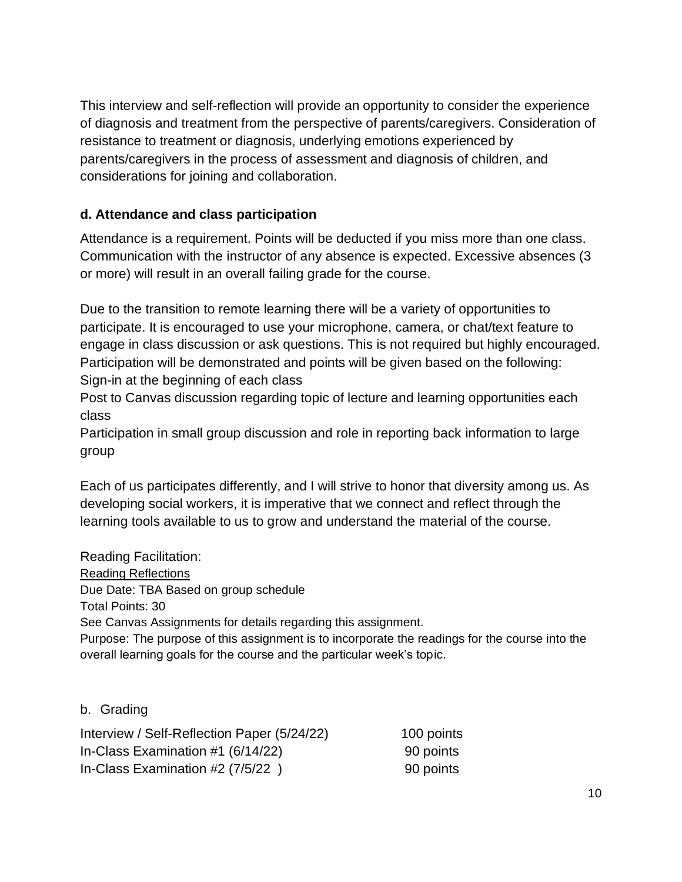This interview and self-reflection will provide an opportunity to consider the experience of diagnosis and treatment from the perspective of parents/caregivers. Consideration of resistance to treatment or diagnosis, underlying emotions experienced by parents/caregivers in the process of assessment and diagnosis of children, and considerations for joining and collaboration.

**d. Attendance and class participation**

Attendance is a requirement. Points will be deducted if you miss more than one class. Communication with the instructor of any absence is expected. Excessive absences (3 or more) will result in an overall failing grade for the course.

Due to the transition to remote learning there will be a variety of opportunities to participate. It is encouraged to use your microphone, camera, or chat/text feature to engage in class discussion or ask questions. This is not required but highly encouraged. Participation will be demonstrated and points will be given based on the following:
Sign-in at the beginning of each class
Post to Canvas discussion regarding topic of lecture and learning opportunities each class
Participation in small group discussion and role in reporting back information to large group

Each of us participates differently, and I will strive to honor that diversity among us. As developing social workers, it is imperative that we connect and reflect through the learning tools available to us to grow and understand the material of the course.

Reading Facilitation:
Reading Reflections
Due Date: TBA Based on group schedule
Total Points: 30
See Canvas Assignments for details regarding this assignment.
Purpose: The purpose of this assignment is to incorporate the readings for the course into the overall learning goals for the course and the particular week's topic.

b. Grading

| | |
|---|---|
| Interview / Self-Reflection Paper (5/24/22) | 100 points |
| In-Class Examination #1 (6/14/22) | 90 points |
| In-Class Examination #2 (7/5/22 ) | 90 points |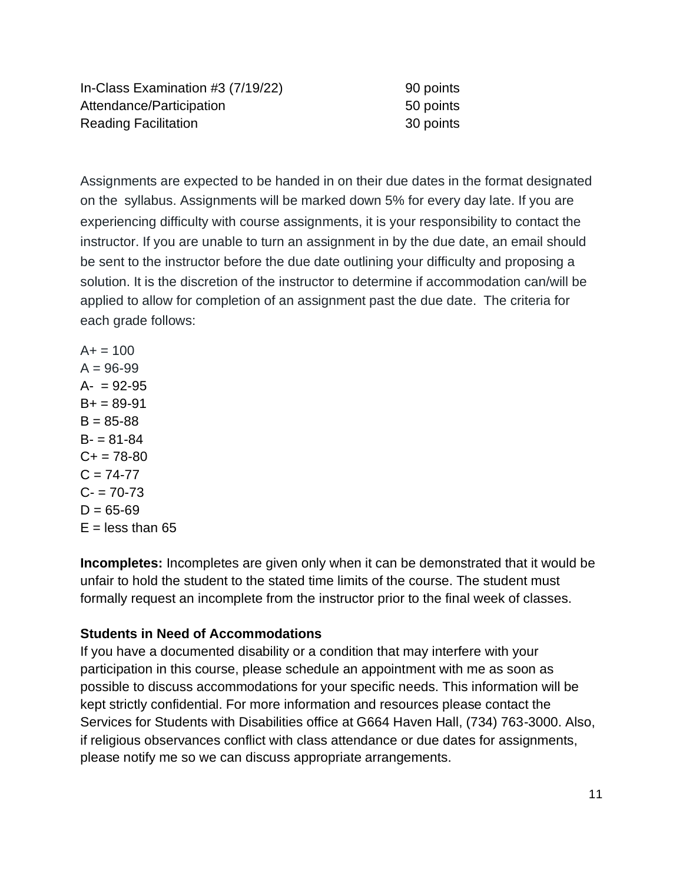| | |
|---|---|
| In-Class Examination #3 (7/19/22) | 90 points |
| Attendance/Participation | 50 points |
| Reading Facilitation | 30 points |

Assignments are expected to be handed in on their due dates in the format designated on the syllabus. Assignments will be marked down 5% for every day late. If you are experiencing difficulty with course assignments, it is your responsibility to contact the instructor. If you are unable to turn an assignment in by the due date, an email should be sent to the instructor before the due date outlining your difficulty and proposing a solution. It is the discretion of the instructor to determine if accommodation can/will be applied to allow for completion of an assignment past the due date. The criteria for each grade follows:

A+ = 100
A = 96-99
A- = 92-95
B+ = 89-91
B = 85-88
B- = 81-84
C+ = 78-80
C = 74-77
C- = 70-73
D = 65-69
E = less than 65

**Incompletes:** Incompletes are given only when it can be demonstrated that it would be unfair to hold the student to the stated time limits of the course. The student must formally request an incomplete from the instructor prior to the final week of classes.

**Students in Need of Accommodations**

If you have a documented disability or a condition that may interfere with your participation in this course, please schedule an appointment with me as soon as possible to discuss accommodations for your specific needs. This information will be kept strictly confidential. For more information and resources please contact the Services for Students with Disabilities office at G664 Haven Hall, (734) 763-3000. Also, if religious observances conflict with class attendance or due dates for assignments, please notify me so we can discuss appropriate arrangements.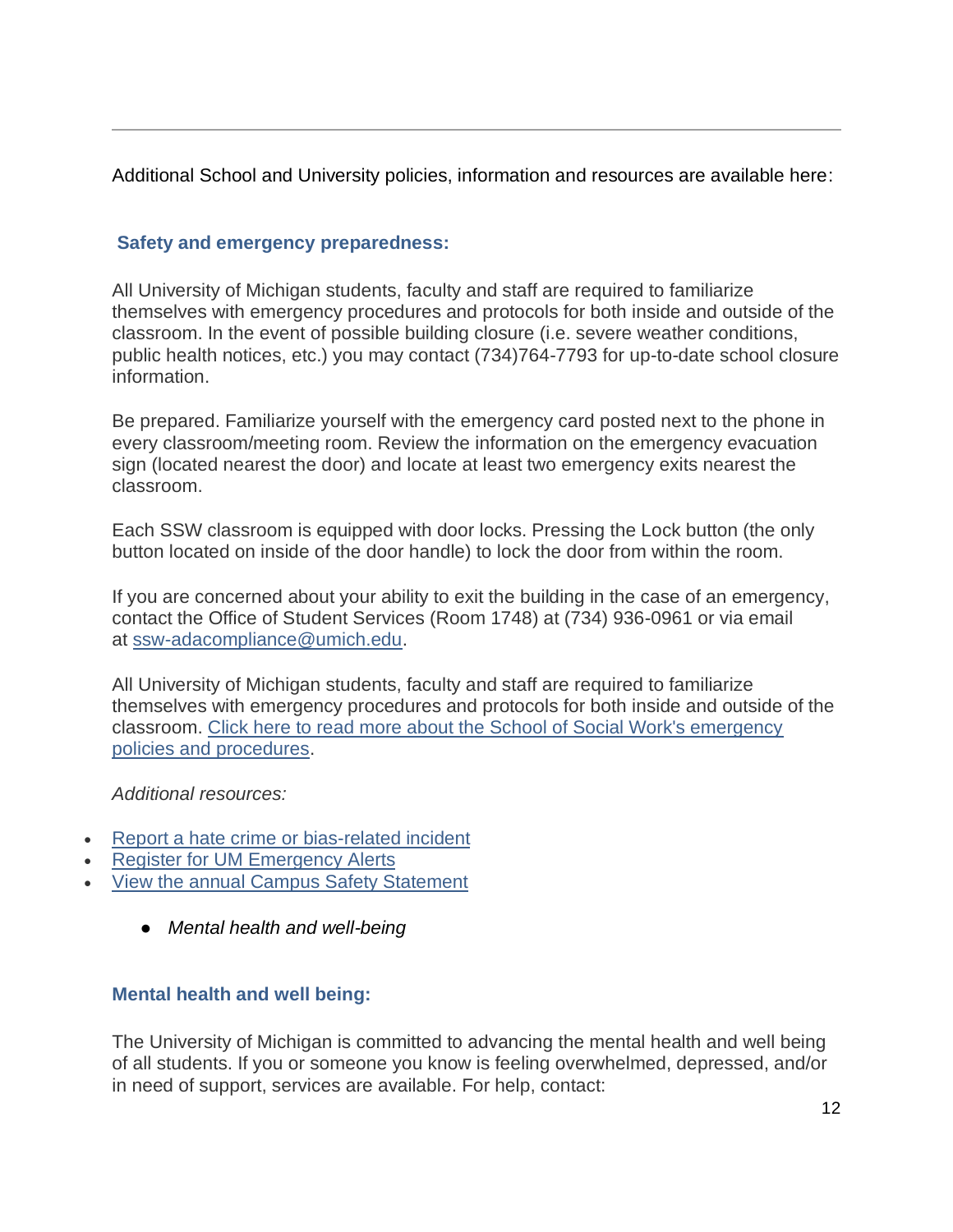---

Additional School and University policies, information and resources are available here:

### Safety and emergency preparedness:

All University of Michigan students, faculty and staff are required to familiarize themselves with emergency procedures and protocols for both inside and outside of the classroom. In the event of possible building closure (i.e. severe weather conditions, public health notices, etc.) you may contact (734)764-7793 for up-to-date school closure information.

Be prepared. Familiarize yourself with the emergency card posted next to the phone in every classroom/meeting room. Review the information on the emergency evacuation sign (located nearest the door) and locate at least two emergency exits nearest the classroom.

Each SSW classroom is equipped with door locks. Pressing the Lock button (the only button located on inside of the door handle) to lock the door from within the room.

If you are concerned about your ability to exit the building in the case of an emergency, contact the Office of Student Services (Room 1748) at (734) 936-0961 or via email at [ssw-adacompliance@umich.edu](mailto:ssw-adacompliance@umich.edu).

All University of Michigan students, faculty and staff are required to familiarize themselves with emergency procedures and protocols for both inside and outside of the classroom. Click here to read more about the School of Social Work's emergency policies and procedures.

*Additional resources:*

- Report a hate crime or bias-related incident
- Register for UM Emergency Alerts
- View the annual Campus Safety Statement
    - *Mental health and well-being*

### Mental health and well being:

The University of Michigan is committed to advancing the mental health and well being of all students. If you or someone you know is feeling overwhelmed, depressed, and/or in need of support, services are available. For help, contact: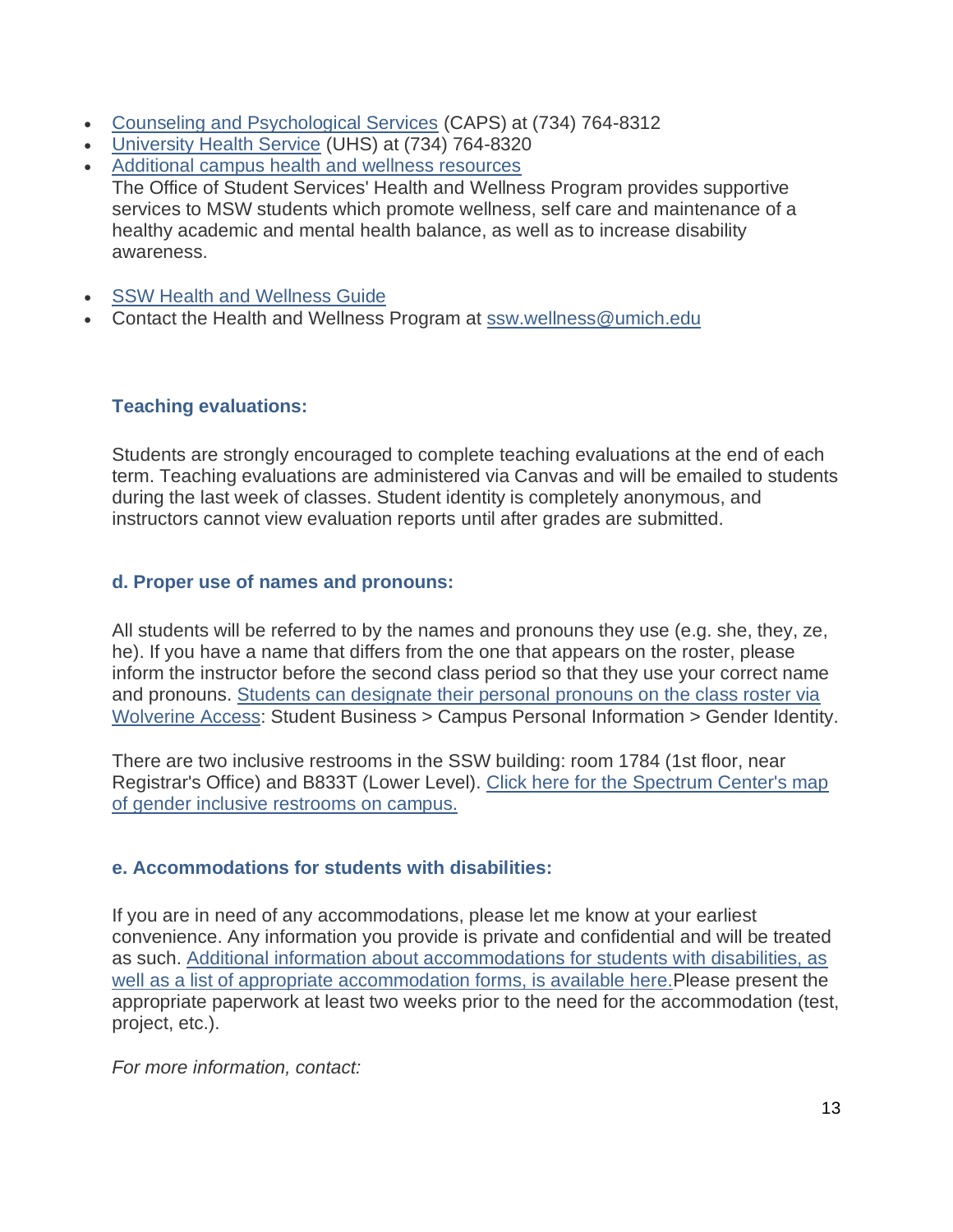- Counseling and Psychological Services (CAPS) at (734) 764-8312
- University Health Service (UHS) at (734) 764-8320
- Additional campus health and wellness resources
  The Office of Student Services' Health and Wellness Program provides supportive services to MSW students which promote wellness, self care and maintenance of a healthy academic and mental health balance, as well as to increase disability awareness.

- SSW Health and Wellness Guide
- Contact the Health and Wellness Program at ssw.wellness@umich.edu

### Teaching evaluations:

Students are strongly encouraged to complete teaching evaluations at the end of each term. Teaching evaluations are administered via Canvas and will be emailed to students during the last week of classes. Student identity is completely anonymous, and instructors cannot view evaluation reports until after grades are submitted.

### d. Proper use of names and pronouns:

All students will be referred to by the names and pronouns they use (e.g. she, they, ze, he). If you have a name that differs from the one that appears on the roster, please inform the instructor before the second class period so that they use your correct name and pronouns. Students can designate their personal pronouns on the class roster via Wolverine Access: Student Business > Campus Personal Information > Gender Identity.

There are two inclusive restrooms in the SSW building: room 1784 (1st floor, near Registrar's Office) and B833T (Lower Level). Click here for the Spectrum Center's map of gender inclusive restrooms on campus.

### e. Accommodations for students with disabilities:

If you are in need of any accommodations, please let me know at your earliest convenience. Any information you provide is private and confidential and will be treated as such. Additional information about accommodations for students with disabilities, as well as a list of appropriate accommodation forms, is available here.Please present the appropriate paperwork at least two weeks prior to the need for the accommodation (test, project, etc.).

*For more information, contact:*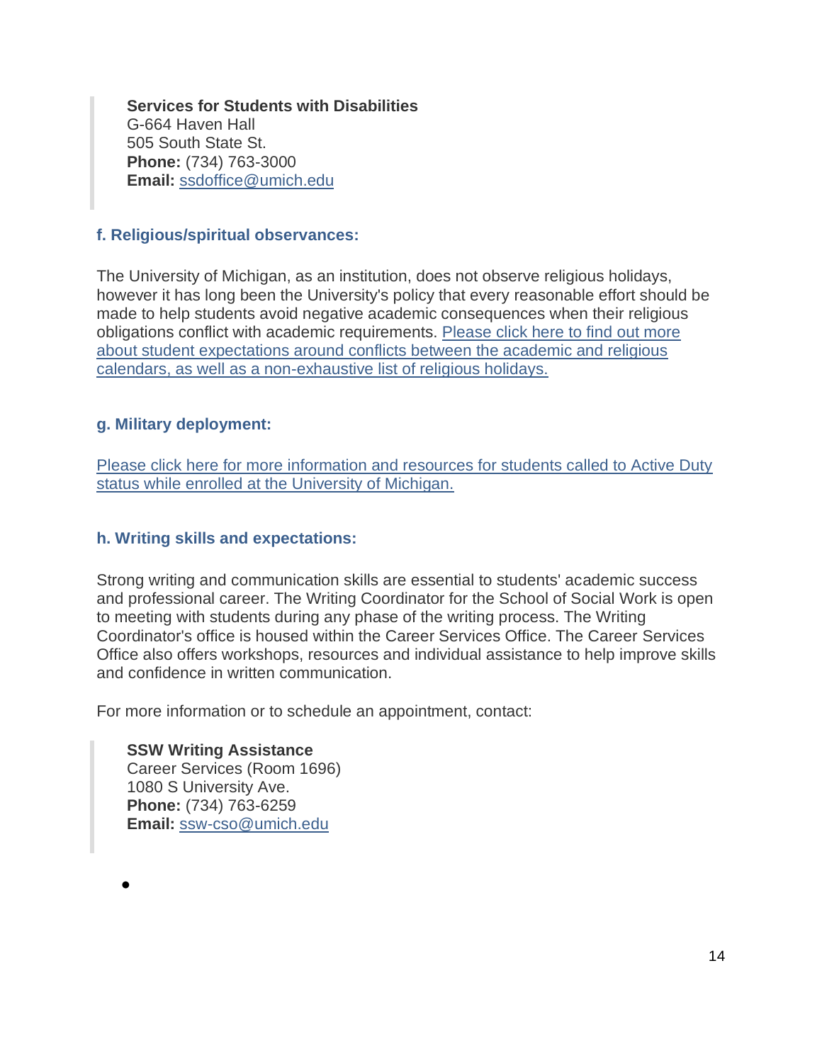> **Services for Students with Disabilities**
> G-664 Haven Hall
> 505 South State St.
> **Phone:** (734) 763-3000
> **Email:** ssdoffice@umich.edu

### f. Religious/spiritual observances:

The University of Michigan, as an institution, does not observe religious holidays, however it has long been the University's policy that every reasonable effort should be made to help students avoid negative academic consequences when their religious obligations conflict with academic requirements. Please click here to find out more about student expectations around conflicts between the academic and religious calendars, as well as a non-exhaustive list of religious holidays.

### g. Military deployment:

Please click here for more information and resources for students called to Active Duty status while enrolled at the University of Michigan.

### h. Writing skills and expectations:

Strong writing and communication skills are essential to students' academic success and professional career. The Writing Coordinator for the School of Social Work is open to meeting with students during any phase of the writing process. The Writing Coordinator's office is housed within the Career Services Office. The Career Services Office also offers workshops, resources and individual assistance to help improve skills and confidence in written communication.

For more information or to schedule an appointment, contact:

> **SSW Writing Assistance**
> Career Services (Room 1696)
> 1080 S University Ave.
> **Phone:** (734) 763-6259
> **Email:** ssw-cso@umich.edu